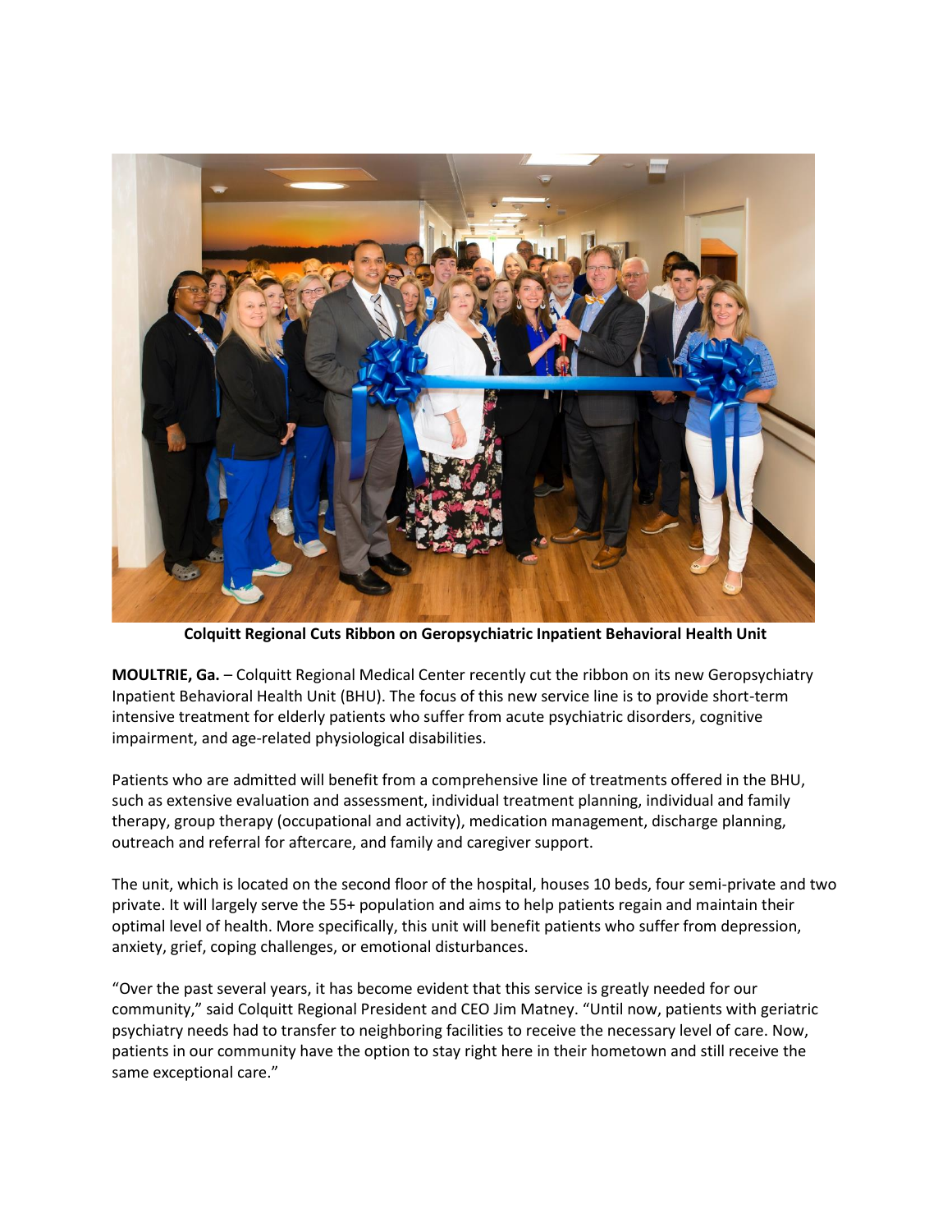**Colquitt Regional Cuts Ribbon on Geropsychiatric Inpatient Behavioral Health Unit**

**MOULTRIE, Ga.** – Colquitt Regional Medical Center recently cut the ribbon on its new Geropsychiatry Inpatient Behavioral Health Unit (BHU). The focus of this new service line is to provide short-term intensive treatment for elderly patients who suffer from acute psychiatric disorders, cognitive impairment, and age-related physiological disabilities.

Patients who are admitted will benefit from a comprehensive line of treatments offered in the BHU, such as extensive evaluation and assessment, individual treatment planning, individual and family therapy, group therapy (occupational and activity), medication management, discharge planning, outreach and referral for aftercare, and family and caregiver support.

The unit, which is located on the second floor of the hospital, houses 10 beds, four semi-private and two private. It will largely serve the 55+ population and aims to help patients regain and maintain their optimal level of health. More specifically, this unit will benefit patients who suffer from depression, anxiety, grief, coping challenges, or emotional disturbances.

"Over the past several years, it has become evident that this service is greatly needed for our community," said Colquitt Regional President and CEO Jim Matney. "Until now, patients with geriatric psychiatry needs had to transfer to neighboring facilities to receive the necessary level of care. Now, patients in our community have the option to stay right here in their hometown and still receive the same exceptional care."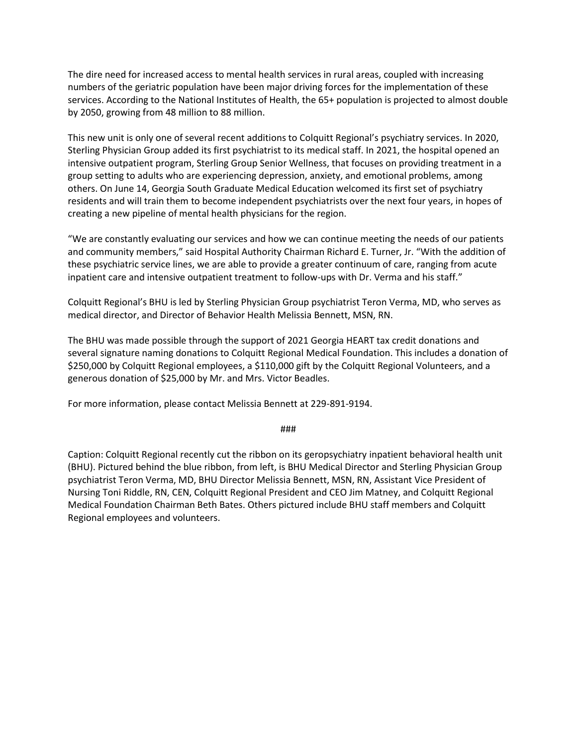The dire need for increased access to mental health services in rural areas, coupled with increasing numbers of the geriatric population have been major driving forces for the implementation of these services. According to the National Institutes of Health, the 65+ population is projected to almost double by 2050, growing from 48 million to 88 million.

This new unit is only one of several recent additions to Colquitt Regional's psychiatry services. In 2020, Sterling Physician Group added its first psychiatrist to its medical staff. In 2021, the hospital opened an intensive outpatient program, Sterling Group Senior Wellness, that focuses on providing treatment in a group setting to adults who are experiencing depression, anxiety, and emotional problems, among others. On June 14, Georgia South Graduate Medical Education welcomed its first set of psychiatry residents and will train them to become independent psychiatrists over the next four years, in hopes of creating a new pipeline of mental health physicians for the region.

"We are constantly evaluating our services and how we can continue meeting the needs of our patients and community members," said Hospital Authority Chairman Richard E. Turner, Jr. "With the addition of these psychiatric service lines, we are able to provide a greater continuum of care, ranging from acute inpatient care and intensive outpatient treatment to follow-ups with Dr. Verma and his staff."

Colquitt Regional's BHU is led by Sterling Physician Group psychiatrist Teron Verma, MD, who serves as medical director, and Director of Behavior Health Melissia Bennett, MSN, RN.

The BHU was made possible through the support of 2021 Georgia HEART tax credit donations and several signature naming donations to Colquitt Regional Medical Foundation. This includes a donation of $250,000 by Colquitt Regional employees, a $110,000 gift by the Colquitt Regional Volunteers, and a generous donation of $25,000 by Mr. and Mrs. Victor Beadles.

For more information, please contact Melissia Bennett at 229-891-9194.

###

Caption: Colquitt Regional recently cut the ribbon on its geropsychiatry inpatient behavioral health unit (BHU). Pictured behind the blue ribbon, from left, is BHU Medical Director and Sterling Physician Group psychiatrist Teron Verma, MD, BHU Director Melissia Bennett, MSN, RN, Assistant Vice President of Nursing Toni Riddle, RN, CEN, Colquitt Regional President and CEO Jim Matney, and Colquitt Regional Medical Foundation Chairman Beth Bates. Others pictured include BHU staff members and Colquitt Regional employees and volunteers.